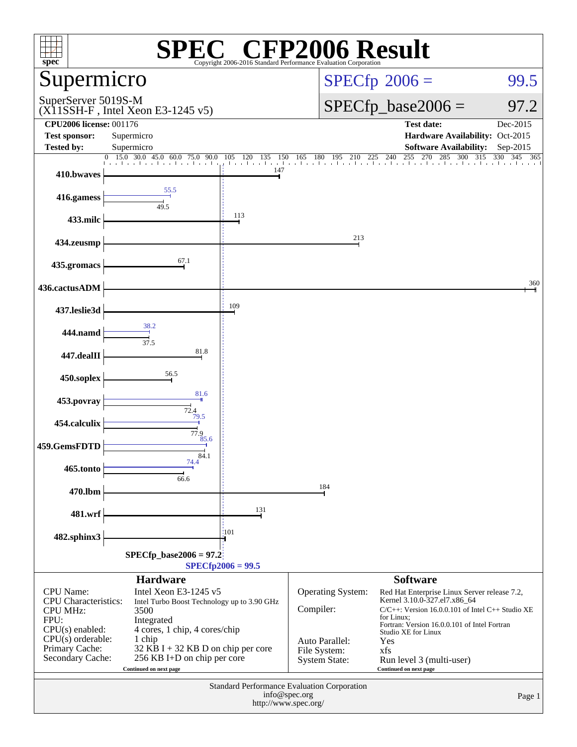# SPEC® CFP2006 Result

Copyright 2006-2016 Standard Performance Evaluation Corporation

## Supermicro

SuperServer 5019S-M
(X11SSH-F , Intel Xeon E3-1245 v5)

**SPECfp 2006 = 99.5**

**SPECfp_base2006 = 97.2**

| | | | |
|---|---|---|---|
| **CPU2006 license:** 001176 | | **Test date:** | Dec-2015 |
| **Test sponsor:** | Supermicro | **Hardware Availability:** | Oct-2015 |
| **Tested by:** | Supermicro | **Software Availability:** | Sep-2015 |

| Benchmark | Base | Peak |
|---|---|---|
| 410.bwaves | 147 | |
| 416.gamess | 49.5 | 55.5 |
| 433.milc | 113 | |
| 434.zeusmp | 213 | |
| 435.gromacs | 67.1 | |
| 436.cactusADM | 360 | |
| 437.leslie3d | 109 | |
| 444.namd | 37.5 | 38.2 |
| 447.dealII | 81.8 | |
| 450.soplex | 56.5 | |
| 453.povray | 72.4 | 81.6 |
| 454.calculix | 77.9 | 79.5 |
| 459.GemsFDTD | 84.1 | 85.6 |
| 465.tonto | 66.6 | 74.4 |
| 470.lbm | 184 | |
| 481.wrf | 131 | |
| 482.sphinx3 | 101 | |

SPECfp_base2006 = 97.2
SPECfp2006 = 99.5

### Hardware

| | |
|---|---|
| CPU Name: | Intel Xeon E3-1245 v5 |
| CPU Characteristics: | Intel Turbo Boost Technology up to 3.90 GHz |
| CPU MHz: | 3500 |
| FPU: | Integrated |
| CPU(s) enabled: | 4 cores, 1 chip, 4 cores/chip |
| CPU(s) orderable: | 1 chip |
| Primary Cache: | 32 KB I + 32 KB D on chip per core |
| Secondary Cache: | 256 KB I+D on chip per core |

Continued on next page

### Software

| | |
|---|---|
| Operating System: | Red Hat Enterprise Linux Server release 7.2, Kernel 3.10.0-327.el7.x86_64 |
| Compiler: | C/C++: Version 16.0.0.101 of Intel C++ Studio XE for Linux; Fortran: Version 16.0.0.101 of Intel Fortran Studio XE for Linux |
| Auto Parallel: | Yes |
| File System: | xfs |
| System State: | Run level 3 (multi-user) |

Continued on next page

Standard Performance Evaluation Corporation
info@spec.org
http://www.spec.org/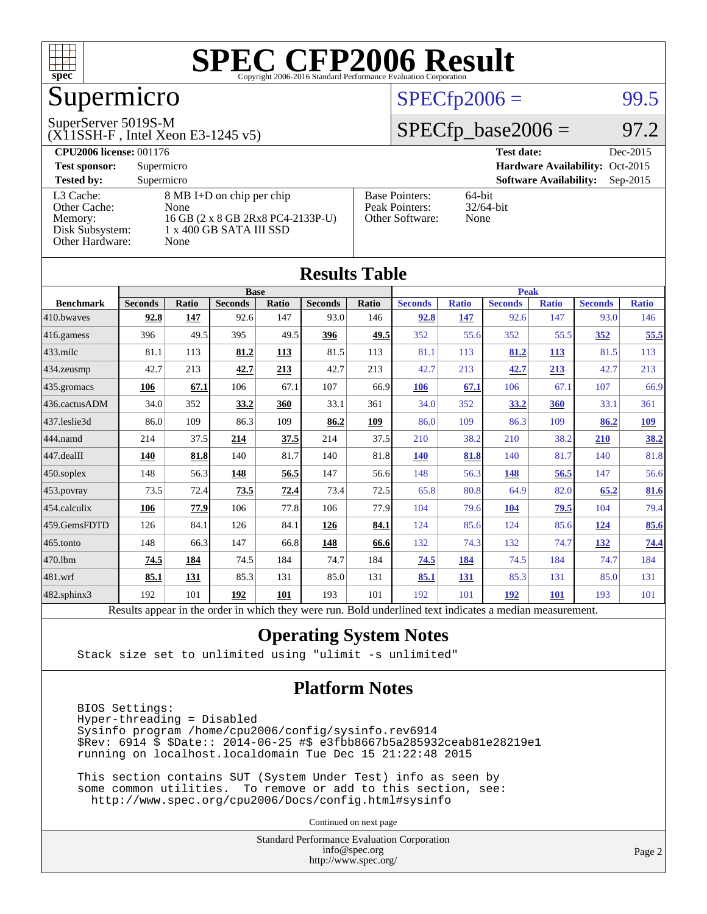# SPEC CFP2006 Result

Copyright 2006-2016 Standard Performance Evaluation Corporation

# Supermicro

SuperServer 5019S-M
(X11SSH-F , Intel Xeon E3-1245 v5)

SPECfp2006 = 99.5

SPECfp_base2006 = 97.2

| | | | |
|---|---|---|---|
| **CPU2006 license:** 001176 | | **Test date:** | Dec-2015 |
| **Test sponsor:** | Supermicro | **Hardware Availability:** | Oct-2015 |
| **Tested by:** | Supermicro | **Software Availability:** | Sep-2015 |

| | |
|---|---|
| L3 Cache: | 8 MB I+D on chip per chip |
| Other Cache: | None |
| Memory: | 16 GB (2 x 8 GB 2Rx8 PC4-2133P-U) |
| Disk Subsystem: | 1 x 400 GB SATA III SSD |
| Other Hardware: | None |

| | |
|---|---|
| Base Pointers: | 64-bit |
| Peak Pointers: | 32/64-bit |
| Other Software: | None |

## Results Table

| | Base | | | | | | Peak | | | | | |
|---|---|---|---|---|---|---|---|---|---|---|---|---|
| **Benchmark** | **Seconds** | **Ratio** | **Seconds** | **Ratio** | **Seconds** | **Ratio** | **Seconds** | **Ratio** | **Seconds** | **Ratio** | **Seconds** | **Ratio** |
| 410.bwaves | **92.8** | **147** | 92.6 | 147 | 93.0 | 146 | **92.8** | **147** | 92.6 | 147 | 93.0 | 146 |
| 416.gamess | 396 | 49.5 | 395 | 49.5 | **396** | **49.5** | 352 | 55.6 | 352 | 55.5 | **352** | **55.5** |
| 433.milc | 81.1 | 113 | **81.2** | **113** | 81.5 | 113 | 81.1 | 113 | **81.2** | **113** | 81.5 | 113 |
| 434.zeusmp | 42.7 | 213 | **42.7** | **213** | 42.7 | 213 | 42.7 | 213 | **42.7** | **213** | 42.7 | 213 |
| 435.gromacs | **106** | **67.1** | 106 | 67.1 | 107 | 66.9 | **106** | **67.1** | 106 | 67.1 | 107 | 66.9 |
| 436.cactusADM | 34.0 | 352 | **33.2** | **360** | 33.1 | 361 | 34.0 | 352 | **33.2** | **360** | 33.1 | 361 |
| 437.leslie3d | 86.0 | 109 | 86.3 | 109 | **86.2** | **109** | 86.0 | 109 | 86.3 | 109 | **86.2** | **109** |
| 444.namd | 214 | 37.5 | **214** | **37.5** | 214 | 37.5 | 210 | 38.2 | 210 | 38.2 | **210** | **38.2** |
| 447.dealII | **140** | **81.8** | 140 | 81.7 | 140 | 81.8 | **140** | **81.8** | 140 | 81.7 | 140 | 81.8 |
| 450.soplex | 148 | 56.3 | **148** | **56.5** | 147 | 56.6 | 148 | 56.3 | **148** | **56.5** | 147 | 56.6 |
| 453.povray | 73.5 | 72.4 | **73.5** | **72.4** | 73.4 | 72.5 | 65.8 | 80.8 | 64.9 | 82.0 | **65.2** | **81.6** |
| 454.calculix | **106** | **77.9** | 106 | 77.8 | 106 | 77.9 | 104 | 79.6 | **104** | **79.5** | 104 | 79.4 |
| 459.GemsFDTD | 126 | 84.1 | 126 | 84.1 | **126** | **84.1** | 124 | 85.6 | 124 | 85.6 | **124** | **85.6** |
| 465.tonto | 148 | 66.3 | 147 | 66.8 | **148** | **66.6** | 132 | 74.3 | 132 | 74.7 | **132** | **74.4** |
| 470.lbm | **74.5** | **184** | 74.5 | 184 | 74.7 | 184 | **74.5** | **184** | 74.5 | 184 | 74.7 | 184 |
| 481.wrf | **85.1** | **131** | 85.3 | 131 | 85.0 | 131 | **85.1** | **131** | 85.3 | 131 | 85.0 | 131 |
| 482.sphinx3 | 192 | 101 | **192** | **101** | 193 | 101 | 192 | 101 | **192** | **101** | 193 | 101 |

Results appear in the order in which they were run. Bold underlined text indicates a median measurement.

## Operating System Notes

```
Stack size set to unlimited using "ulimit -s unlimited"
```

## Platform Notes

```
BIOS Settings:
Hyper-threading = Disabled
Sysinfo program /home/cpu2006/config/sysinfo.rev6914
$Rev: 6914 $ $Date:: 2014-06-25 #$ e3fbb8667b5a285932ceab81e28219e1
running on localhost.localdomain Tue Dec 15 21:22:48 2015

This section contains SUT (System Under Test) info as seen by
some common utilities.  To remove or add to this section, see:
  http://www.spec.org/cpu2006/Docs/config.html#sysinfo
```

Continued on next page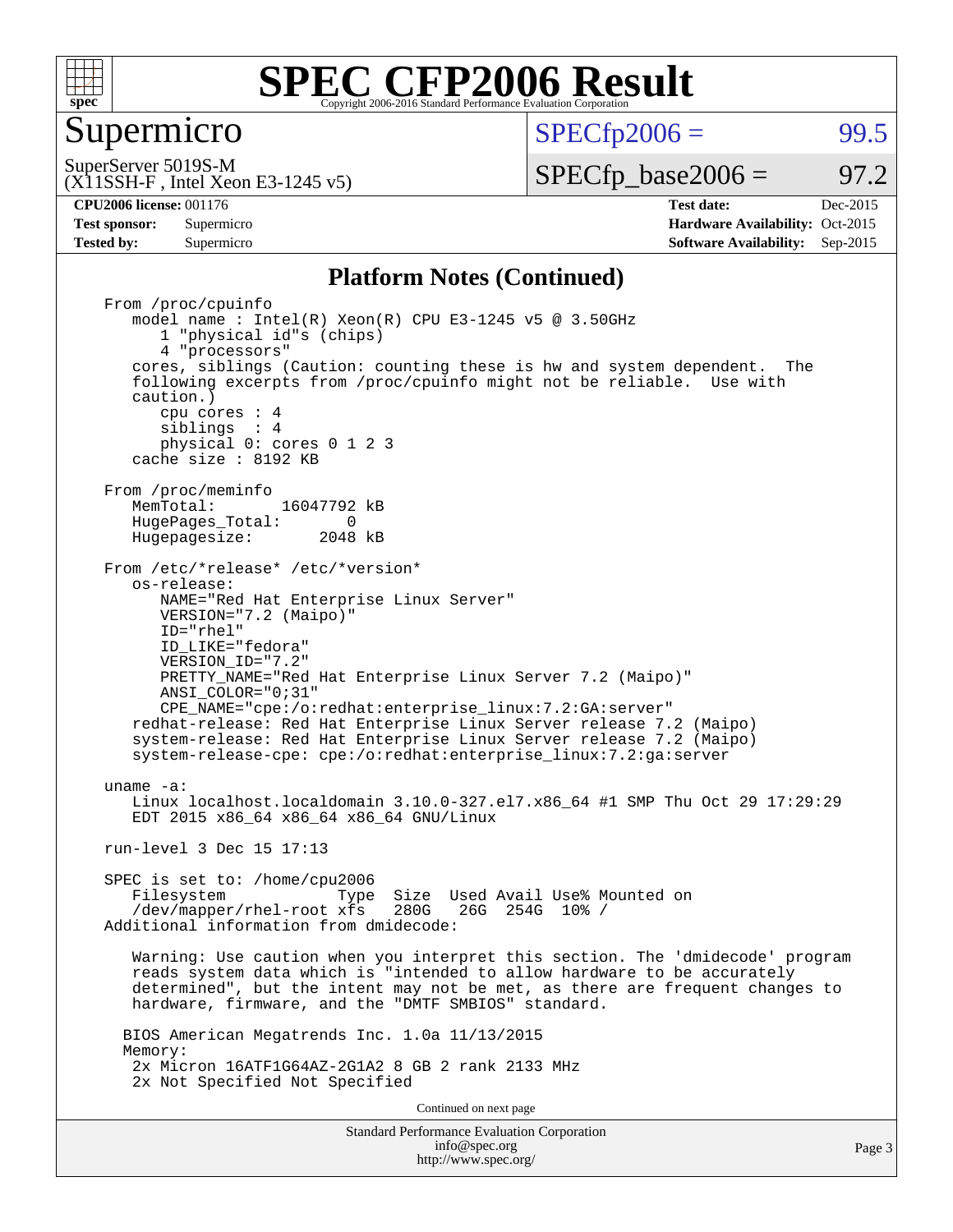# SPEC CFP2006 Result

Copyright 2006-2016 Standard Performance Evaluation Corporation

## Supermicro

SuperServer 5019S-M
(X11SSH-F , Intel Xeon E3-1245 v5)

SPECfp2006 = 99.5

SPECfp_base2006 = 97.2

**CPU2006 license:** 001176
**Test sponsor:** Supermicro
**Tested by:** Supermicro

**Test date:** Dec-2015
**Hardware Availability:** Oct-2015
**Software Availability:** Sep-2015

### Platform Notes (Continued)

```
From /proc/cpuinfo
   model name : Intel(R) Xeon(R) CPU E3-1245 v5 @ 3.50GHz
      1 "physical id"s (chips)
      4 "processors"
   cores, siblings (Caution: counting these is hw and system dependent.  The
   following excerpts from /proc/cpuinfo might not be reliable.  Use with
   caution.)
      cpu cores : 4
      siblings  : 4
      physical 0: cores 0 1 2 3
   cache size : 8192 KB

From /proc/meminfo
   MemTotal:       16047792 kB
   HugePages_Total:       0
   Hugepagesize:       2048 kB

From /etc/*release* /etc/*version*
   os-release:
      NAME="Red Hat Enterprise Linux Server"
      VERSION="7.2 (Maipo)"
      ID="rhel"
      ID_LIKE="fedora"
      VERSION_ID="7.2"
      PRETTY_NAME="Red Hat Enterprise Linux Server 7.2 (Maipo)"
      ANSI_COLOR="0;31"
      CPE_NAME="cpe:/o:redhat:enterprise_linux:7.2:GA:server"
   redhat-release: Red Hat Enterprise Linux Server release 7.2 (Maipo)
   system-release: Red Hat Enterprise Linux Server release 7.2 (Maipo)
   system-release-cpe: cpe:/o:redhat:enterprise_linux:7.2:ga:server

uname -a:
   Linux localhost.localdomain 3.10.0-327.el7.x86_64 #1 SMP Thu Oct 29 17:29:29
   EDT 2015 x86_64 x86_64 x86_64 GNU/Linux

run-level 3 Dec 15 17:13

SPEC is set to: /home/cpu2006
   Filesystem            Type  Size  Used Avail Use% Mounted on
   /dev/mapper/rhel-root xfs   280G   26G  254G  10% /
Additional information from dmidecode:

   Warning: Use caution when you interpret this section. The 'dmidecode' program
   reads system data which is "intended to allow hardware to be accurately
   determined", but the intent may not be met, as there are frequent changes to
   hardware, firmware, and the "DMTF SMBIOS" standard.

  BIOS American Megatrends Inc. 1.0a 11/13/2015
  Memory:
   2x Micron 16ATF1G64AZ-2G1A2 8 GB 2 rank 2133 MHz
   2x Not Specified Not Specified
```

Continued on next page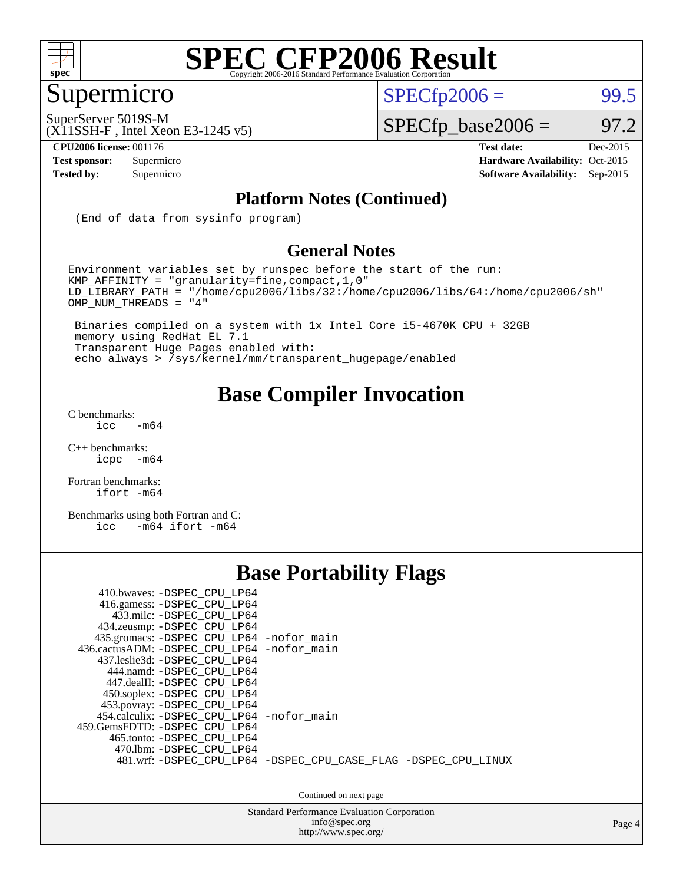# SPEC CFP2006 Result

Copyright 2006-2016 Standard Performance Evaluation Corporation

## Supermicro

SuperServer 5019S-M
(X11SSH-F , Intel Xeon E3-1245 v5)

SPECfp2006 = 99.5

SPECfp_base2006 = 97.2

**CPU2006 license:** 001176
**Test sponsor:** Supermicro
**Tested by:** Supermicro

**Test date:** Dec-2015
**Hardware Availability:** Oct-2015
**Software Availability:** Sep-2015

### Platform Notes (Continued)

```
(End of data from sysinfo program)
```

### General Notes

```
Environment variables set by runspec before the start of the run:
KMP_AFFINITY = "granularity=fine,compact,1,0"
LD_LIBRARY_PATH = "/home/cpu2006/libs/32:/home/cpu2006/libs/64:/home/cpu2006/sh"
OMP_NUM_THREADS = "4"

 Binaries compiled on a system with 1x Intel Core i5-4670K CPU + 32GB
 memory using RedHat EL 7.1
 Transparent Huge Pages enabled with:
 echo always > /sys/kernel/mm/transparent_hugepage/enabled
```

## Base Compiler Invocation

C benchmarks:
```
icc   -m64
```

C++ benchmarks:
```
icpc  -m64
```

Fortran benchmarks:
```
ifort -m64
```

Benchmarks using both Fortran and C:
```
icc   -m64 ifort -m64
```

## Base Portability Flags

```
     410.bwaves: -DSPEC_CPU_LP64
     416.gamess: -DSPEC_CPU_LP64
       433.milc: -DSPEC_CPU_LP64
     434.zeusmp: -DSPEC_CPU_LP64
    435.gromacs: -DSPEC_CPU_LP64 -nofor_main
 436.cactusADM: -DSPEC_CPU_LP64 -nofor_main
    437.leslie3d: -DSPEC_CPU_LP64
       444.namd: -DSPEC_CPU_LP64
     447.dealII: -DSPEC_CPU_LP64
     450.soplex: -DSPEC_CPU_LP64
     453.povray: -DSPEC_CPU_LP64
   454.calculix: -DSPEC_CPU_LP64 -nofor_main
  459.GemsFDTD: -DSPEC_CPU_LP64
      465.tonto: -DSPEC_CPU_LP64
        470.lbm: -DSPEC_CPU_LP64
        481.wrf: -DSPEC_CPU_LP64 -DSPEC_CPU_CASE_FLAG -DSPEC_CPU_LINUX
```

Continued on next page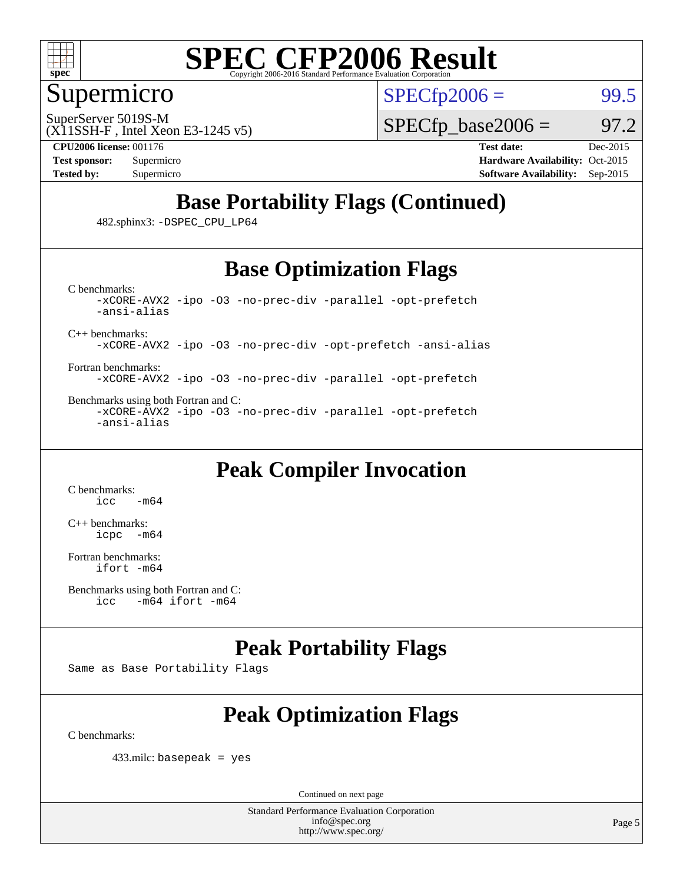# SPEC CFP2006 Result

Copyright 2006-2016 Standard Performance Evaluation Corporation

## Supermicro

SuperServer 5019S-M
(X11SSH-F , Intel Xeon E3-1245 v5)

SPECfp2006 = 99.5

SPECfp_base2006 = 97.2

**CPU2006 license:** 001176
**Test sponsor:** Supermicro
**Tested by:** Supermicro

**Test date:** Dec-2015
**Hardware Availability:** Oct-2015
**Software Availability:** Sep-2015

## Base Portability Flags (Continued)

482.sphinx3: -DSPEC_CPU_LP64

## Base Optimization Flags

C benchmarks:
```
-xCORE-AVX2 -ipo -O3 -no-prec-div -parallel -opt-prefetch
-ansi-alias
```

C++ benchmarks:
```
-xCORE-AVX2 -ipo -O3 -no-prec-div -opt-prefetch -ansi-alias
```

Fortran benchmarks:
```
-xCORE-AVX2 -ipo -O3 -no-prec-div -parallel -opt-prefetch
```

Benchmarks using both Fortran and C:
```
-xCORE-AVX2 -ipo -O3 -no-prec-div -parallel -opt-prefetch
-ansi-alias
```

## Peak Compiler Invocation

C benchmarks:
```
icc   -m64
```

C++ benchmarks:
```
icpc  -m64
```

Fortran benchmarks:
```
ifort -m64
```

Benchmarks using both Fortran and C:
```
icc   -m64 ifort -m64
```

## Peak Portability Flags

Same as Base Portability Flags

## Peak Optimization Flags

C benchmarks:

433.milc: basepeak = yes

Continued on next page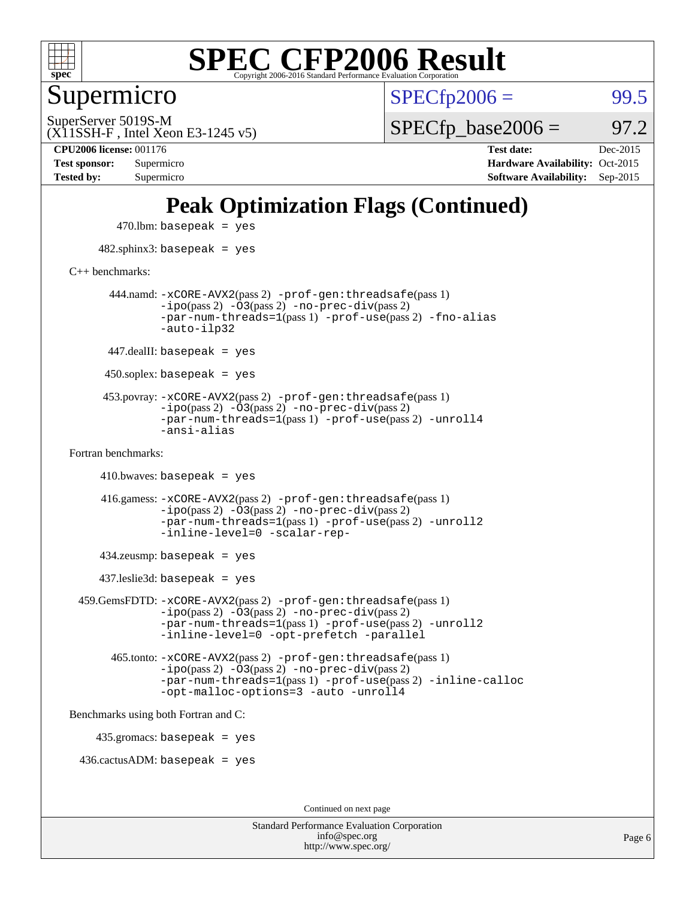# Supermicro

SuperServer 5019S-M
(X11SSH-F , Intel Xeon E3-1245 v5)

SPECfp2006 = 99.5

SPECfp_base2006 = 97.2

**CPU2006 license:** 001176
**Test sponsor:** Supermicro
**Tested by:** Supermicro

**Test date:** Dec-2015
**Hardware Availability:** Oct-2015
**Software Availability:** Sep-2015

## Peak Optimization Flags (Continued)

470.lbm: basepeak = yes

482.sphinx3: basepeak = yes

C++ benchmarks:

444.namd: -xCORE-AVX2(pass 2) -prof-gen:threadsafe(pass 1) -ipo(pass 2) -O3(pass 2) -no-prec-div(pass 2) -par-num-threads=1(pass 1) -prof-use(pass 2) -fno-alias -auto-ilp32

447.dealII: basepeak = yes

450.soplex: basepeak = yes

453.povray: -xCORE-AVX2(pass 2) -prof-gen:threadsafe(pass 1) -ipo(pass 2) -O3(pass 2) -no-prec-div(pass 2) -par-num-threads=1(pass 1) -prof-use(pass 2) -unroll4 -ansi-alias

Fortran benchmarks:

410.bwaves: basepeak = yes

416.gamess: -xCORE-AVX2(pass 2) -prof-gen:threadsafe(pass 1) -ipo(pass 2) -O3(pass 2) -no-prec-div(pass 2) -par-num-threads=1(pass 1) -prof-use(pass 2) -unroll2 -inline-level=0 -scalar-rep-

434.zeusmp: basepeak = yes

437.leslie3d: basepeak = yes

459.GemsFDTD: -xCORE-AVX2(pass 2) -prof-gen:threadsafe(pass 1) -ipo(pass 2) -O3(pass 2) -no-prec-div(pass 2) -par-num-threads=1(pass 1) -prof-use(pass 2) -unroll2 -inline-level=0 -opt-prefetch -parallel

465.tonto: -xCORE-AVX2(pass 2) -prof-gen:threadsafe(pass 1) -ipo(pass 2) -O3(pass 2) -no-prec-div(pass 2) -par-num-threads=1(pass 1) -prof-use(pass 2) -inline-calloc -opt-malloc-options=3 -auto -unroll4

Benchmarks using both Fortran and C:

435.gromacs: basepeak = yes

436.cactusADM: basepeak = yes

Continued on next page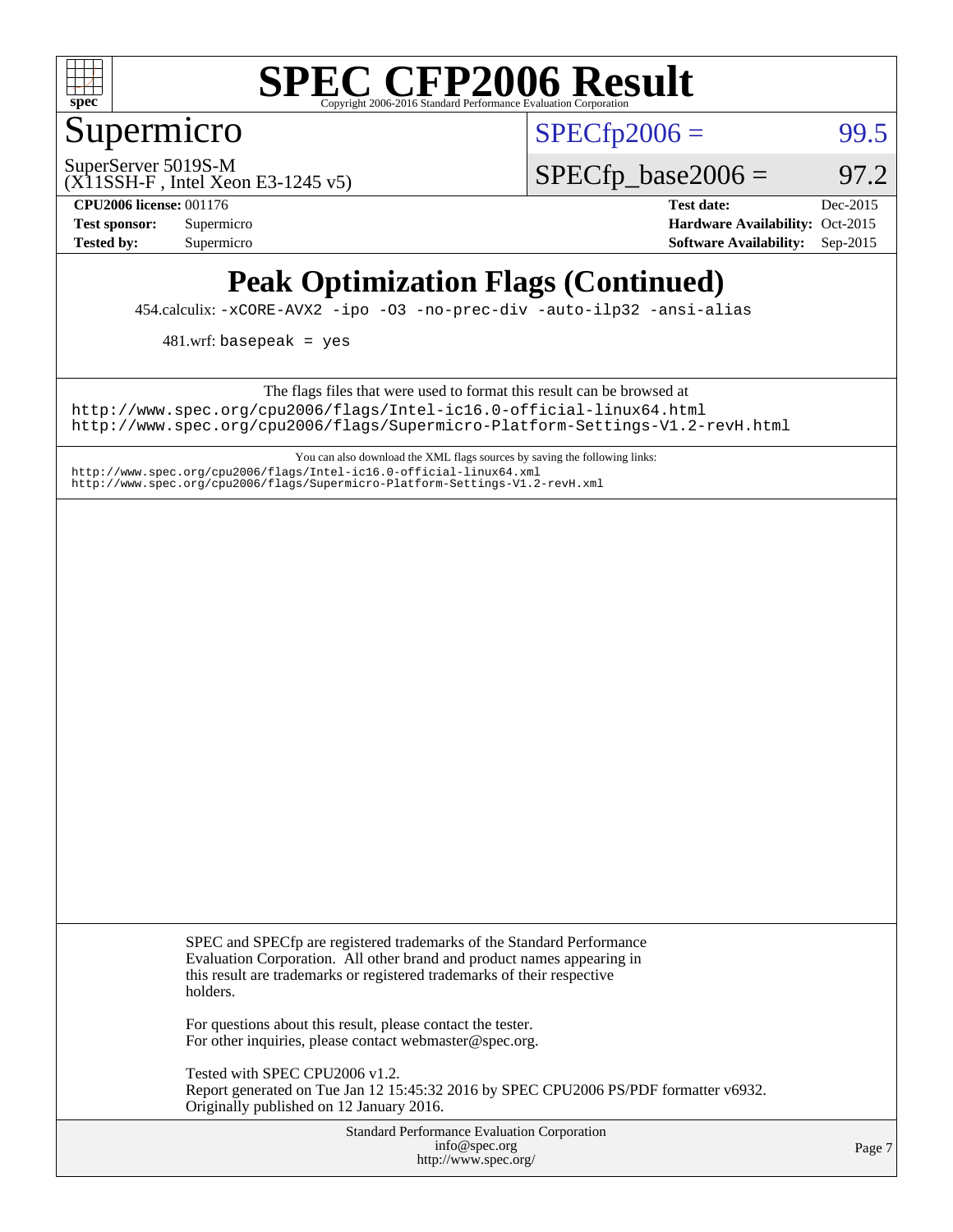# Peak Optimization Flags (Continued)

454.calculix: -xCORE-AVX2 -ipo -O3 -no-prec-div -auto-ilp32 -ansi-alias

481.wrf: basepeak = yes

The flags files that were used to format this result can be browsed at
http://www.spec.org/cpu2006/flags/Intel-ic16.0-official-linux64.html
http://www.spec.org/cpu2006/flags/Supermicro-Platform-Settings-V1.2-revH.html

You can also download the XML flags sources by saving the following links:
http://www.spec.org/cpu2006/flags/Intel-ic16.0-official-linux64.xml
http://www.spec.org/cpu2006/flags/Supermicro-Platform-Settings-V1.2-revH.xml

SPEC and SPECfp are registered trademarks of the Standard Performance Evaluation Corporation. All other brand and product names appearing in this result are trademarks or registered trademarks of their respective holders.

For questions about this result, please contact the tester.
For other inquiries, please contact webmaster@spec.org.

Tested with SPEC CPU2006 v1.2.
Report generated on Tue Jan 12 15:45:32 2016 by SPEC CPU2006 PS/PDF formatter v6932.
Originally published on 12 January 2016.